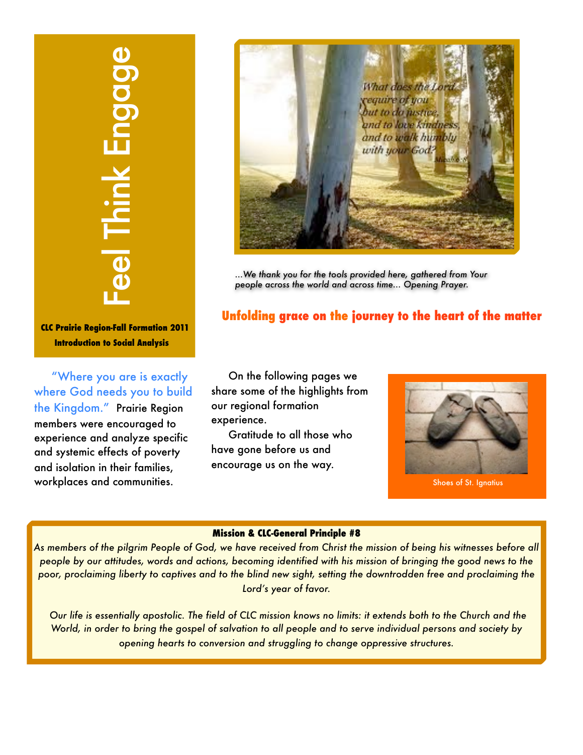# Feel Think Engage

**CLC Prairie Region-Fall Formation 2011**
**Introduction to Social Analysis**

*...We thank you for the tools provided here, gathered from Your people across the world and across time... Opening Prayer.*

## Unfolding grace on the journey to the heart of the matter

"Where you are is exactly where God needs you to build the Kingdom." Prairie Region members were encouraged to experience and analyze specific and systemic effects of poverty and isolation in their families, workplaces and communities.

On the following pages we share some of the highlights from our regional formation experience.

Gratitude to all those who have gone before us and encourage us on the way.

Shoes of St. Ignatius

**Mission & CLC-General Principle #8**

*As members of the pilgrim People of God, we have received from Christ the mission of being his witnesses before all people by our attitudes, words and actions, becoming identified with his mission of bringing the good news to the poor, proclaiming liberty to captives and to the blind new sight, setting the downtrodden free and proclaiming the Lord's year of favor.*

*Our life is essentially apostolic. The field of CLC mission knows no limits: it extends both to the Church and the World, in order to bring the gospel of salvation to all people and to serve individual persons and society by opening hearts to conversion and struggling to change oppressive structures.*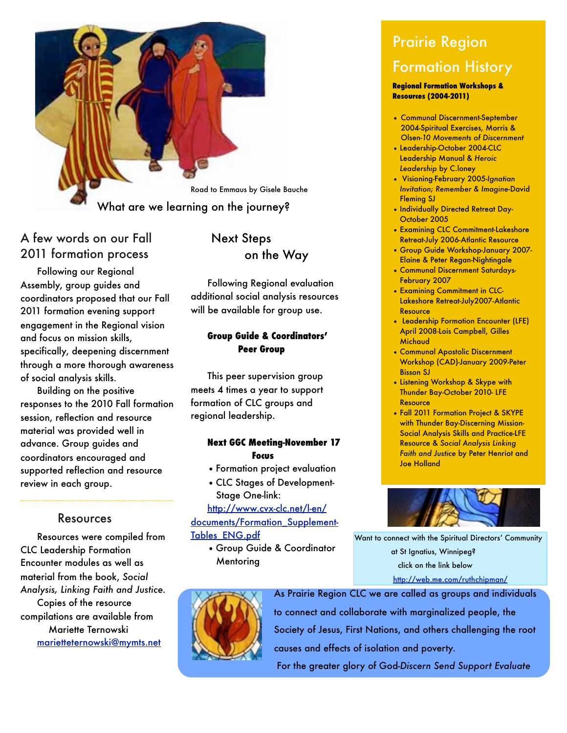Road to Emmaus by Gisele Bauche

What are we learning on the journey?

## A few words on our Fall 2011 formation process

Following our Regional Assembly, group guides and coordinators proposed that our Fall 2011 formation evening support engagement in the Regional vision and focus on mission skills, specifically, deepening discernment through a more thorough awareness of social analysis skills.

Building on the positive responses to the 2010 Fall formation session, reflection and resource material was provided well in advance. Group guides and coordinators encouraged and supported reflection and resource review in each group.

## Resources

Resources were compiled from CLC Leadership Formation Encounter modules as well as material from the book, *Social Analysis, Linking Faith and Justice*.

Copies of the resource compilations are available from Mariette Ternowski [marietteternowski@mymts.net](mailto:marietteternowski@mymts.net)

## Next Steps on the Way

Following Regional evaluation additional social analysis resources will be available for group use.

### Group Guide & Coordinators' Peer Group

This peer supervision group meets 4 times a year to support formation of CLC groups and regional leadership.

### Next GGC Meeting-November 17 Focus

- Formation project evaluation
- CLC Stages of Development-Stage One-link: [http://www.cvx-clc.net/l-en/documents/Formation_Supplement-Tables_ENG.pdf](http://www.cvx-clc.net/l-en/documents/Formation_Supplement-Tables_ENG.pdf)
- Group Guide & Coordinator Mentoring

## Prairie Region Formation History

**Regional Formation Workshops & Resources (2004-2011)**

- Communal Discernment-September 2004-Spiritual Exercises, Morris & Olsen-*10 Movements of Discernment*
- Leadership-October 2004-CLC Leadership Manual & *Heroic Leadership* by C.loney
- Visioning-February 2005-*Ignatian Invitation; Remember & Imagine*-David Fleming SJ
- Individually Directed Retreat Day-October 2005
- Examining CLC Commitment-Lakeshore Retreat-July 2006-Atlantic Resource
- Group Guide Workshop-January 2007-Elaine & Peter Regan-Nightingale
- Communal Discernment Saturdays-February 2007
- Examining Commitment in CLC-Lakeshore Retreat-July2007-Atlantic Resource
- Leadership Formation Encounter (LFE) April 2008-Lois Campbell, Gilles Michaud
- Communal Apostolic Discernment Workshop (CAD)-January 2009-Peter Bisson SJ
- Listening Workshop & Skype with Thunder Bay-October 2010- LFE Resource
- Fall 2011 Formation Project & SKYPE with Thunder Bay-Discerning Mission-Social Analysis Skills and Practice-LFE Resource & *Social Analysis Linking Faith and Justice* by Peter Henriot and Joe Holland

Want to connect with the Spiritual Directors' Community at St Ignatius, Winnipeg? click on the link below [http://web.me.com/ruthchipman/](http://web.me.com/ruthchipman/)

As Prairie Region CLC we are called as groups and individuals to connect and collaborate with marginalized people, the Society of Jesus, First Nations, and others challenging the root causes and effects of isolation and poverty.

For the greater glory of God-*Discern Send Support Evaluate*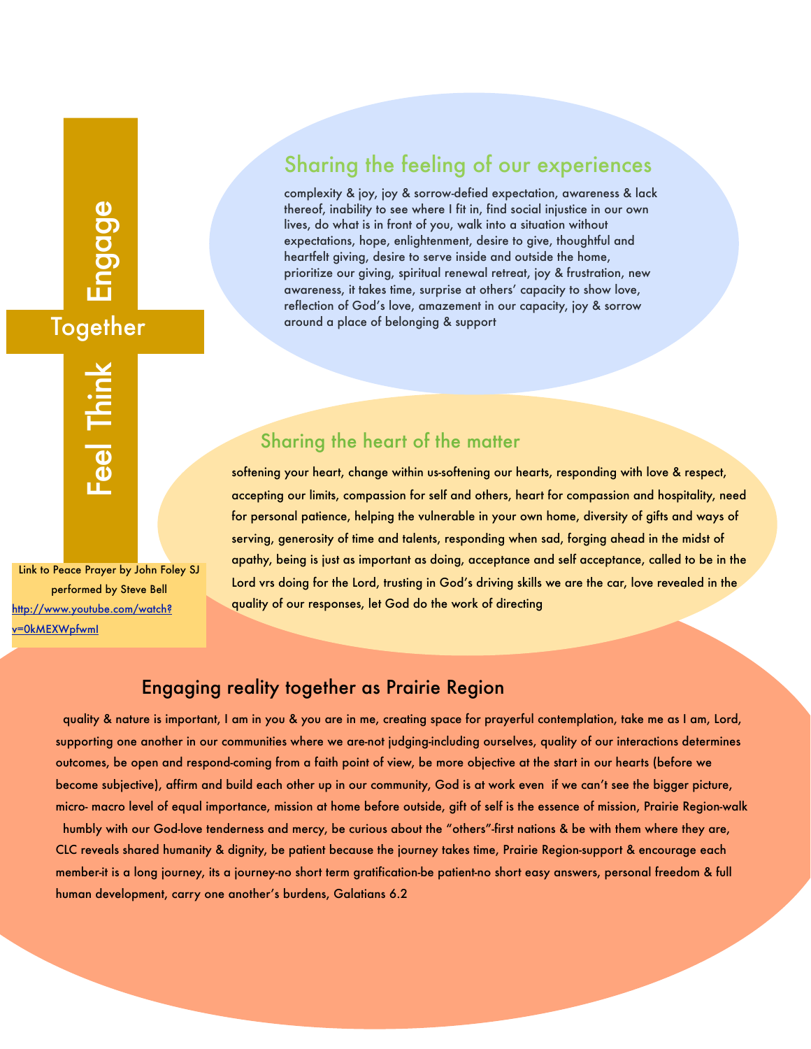Engage

Together

Feel Think

## Sharing the feeling of our experiences

complexity & joy, joy & sorrow-defied expectation, awareness & lack thereof, inability to see where I fit in, find social injustice in our own lives, do what is in front of you, walk into a situation without expectations, hope, enlightenment, desire to give, thoughtful and heartfelt giving, desire to serve inside and outside the home, prioritize our giving, spiritual renewal retreat, joy & frustration, new awareness, it takes time, surprise at others' capacity to show love, reflection of God's love, amazement in our capacity, joy & sorrow around a place of belonging & support

## Sharing the heart of the matter

softening your heart, change within us-softening our hearts, responding with love & respect, accepting our limits, compassion for self and others, heart for compassion and hospitality, need for personal patience, helping the vulnerable in your own home, diversity of gifts and ways of serving, generosity of time and talents, responding when sad, forging ahead in the midst of apathy, being is just as important as doing, acceptance and self acceptance, called to be in the Lord vrs doing for the Lord, trusting in God's driving skills we are the car, love revealed in the quality of our responses, let God do the work of directing

Link to Peace Prayer by John Foley SJ performed by Steve Bell
http://www.youtube.com/watch?v=0kMEXWpfwmI

## Engaging reality together as Prairie Region

quality & nature is important, I am in you & you are in me, creating space for prayerful contemplation, take me as I am, Lord, supporting one another in our communities where we are-not judging-including ourselves, quality of our interactions determines outcomes, be open and respond-coming from a faith point of view, be more objective at the start in our hearts (before we become subjective), affirm and build each other up in our community, God is at work even if we can't see the bigger picture, micro- macro level of equal importance, mission at home before outside, gift of self is the essence of mission, Prairie Region-walk humbly with our God-love tenderness and mercy, be curious about the "others"-first nations & be with them where they are, CLC reveals shared humanity & dignity, be patient because the journey takes time, Prairie Region-support & encourage each member-it is a long journey, its a journey-no short term gratification-be patient-no short easy answers, personal freedom & full human development, carry one another's burdens, Galatians 6.2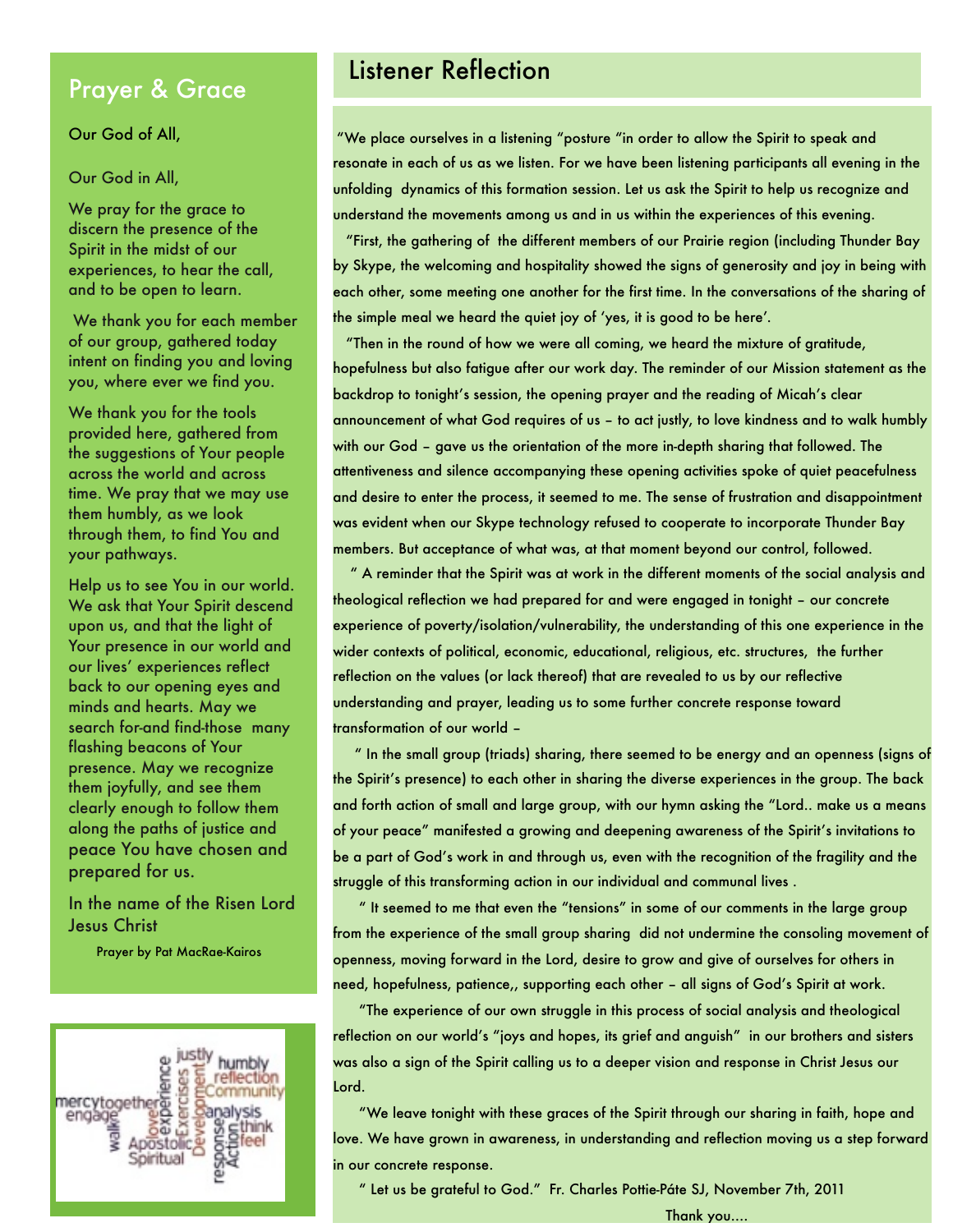## Prayer & Grace

Our God of All,

Our God in All,

We pray for the grace to discern the presence of the Spirit in the midst of our experiences, to hear the call, and to be open to learn.

We thank you for each member of our group, gathered today intent on finding you and loving you, where ever we find you.

We thank you for the tools provided here, gathered from the suggestions of Your people across the world and across time. We pray that we may use them humbly, as we look through them, to find You and your pathways.

Help us to see You in our world. We ask that Your Spirit descend upon us, and that the light of Your presence in our world and our lives' experiences reflect back to our opening eyes and minds and hearts. May we search for-and find-those many flashing beacons of Your presence. May we recognize them joyfully, and see them clearly enough to follow them along the paths of justice and peace You have chosen and prepared for us.

In the name of the Risen Lord Jesus Christ

Prayer by Pat MacRae-Kairos

## Listener Reflection

"We place ourselves in a listening "posture "in order to allow the Spirit to speak and resonate in each of us as we listen. For we have been listening participants all evening in the unfolding dynamics of this formation session. Let us ask the Spirit to help us recognize and understand the movements among us and in us within the experiences of this evening.

"First, the gathering of the different members of our Prairie region (including Thunder Bay by Skype, the welcoming and hospitality showed the signs of generosity and joy in being with each other, some meeting one another for the first time. In the conversations of the sharing of the simple meal we heard the quiet joy of 'yes, it is good to be here'.

"Then in the round of how we were all coming, we heard the mixture of gratitude, hopefulness but also fatigue after our work day. The reminder of our Mission statement as the backdrop to tonight's session, the opening prayer and the reading of Micah's clear announcement of what God requires of us – to act justly, to love kindness and to walk humbly with our God – gave us the orientation of the more in-depth sharing that followed. The attentiveness and silence accompanying these opening activities spoke of quiet peacefulness and desire to enter the process, it seemed to me. The sense of frustration and disappointment was evident when our Skype technology refused to cooperate to incorporate Thunder Bay members. But acceptance of what was, at that moment beyond our control, followed.

" A reminder that the Spirit was at work in the different moments of the social analysis and theological reflection we had prepared for and were engaged in tonight – our concrete experience of poverty/isolation/vulnerability, the understanding of this one experience in the wider contexts of political, economic, educational, religious, etc. structures, the further reflection on the values (or lack thereof) that are revealed to us by our reflective understanding and prayer, leading us to some further concrete response toward transformation of our world –

" In the small group (triads) sharing, there seemed to be energy and an openness (signs of the Spirit's presence) to each other in sharing the diverse experiences in the group. The back and forth action of small and large group, with our hymn asking the "Lord.. make us a means of your peace" manifested a growing and deepening awareness of the Spirit's invitations to be a part of God's work in and through us, even with the recognition of the fragility and the struggle of this transforming action in our individual and communal lives .

" It seemed to me that even the "tensions" in some of our comments in the large group from the experience of the small group sharing did not undermine the consoling movement of openness, moving forward in the Lord, desire to grow and give of ourselves for others in need, hopefulness, patience,, supporting each other – all signs of God's Spirit at work.

"The experience of our own struggle in this process of social analysis and theological reflection on our world's "joys and hopes, its grief and anguish" in our brothers and sisters was also a sign of the Spirit calling us to a deeper vision and response in Christ Jesus our Lord.

"We leave tonight with these graces of the Spirit through our sharing in faith, hope and love. We have grown in awareness, in understanding and reflection moving us a step forward in our concrete response.

" Let us be grateful to God." Fr. Charles Pottie-Páte SJ, November 7th, 2011

Thank you....